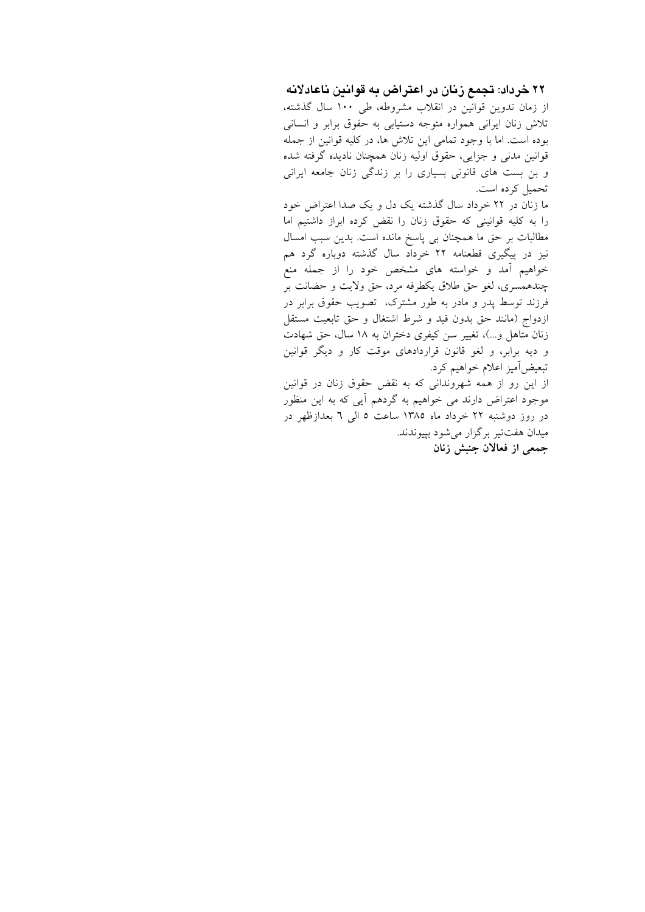## ۲۲ خرداد: تجمع زنان در اعتراض به قوانین ناعادلانه

از زمان تدوین قوانین در انقلاب مشروطه، طی ۱۰۰ سال گذشته، تلاش زنان ایرانی همواره متوجه دستیابی به حقوق برابر و انسانی بوده است. اما با وجود تمامی این تلاش ها، در کلیه قوانین از جمله قوانین مدنی و جزایی، حقوق اولیه زنان همچنان نادیده گرفته شده و بن بست های قانونی بسیاری را بر زندگی زنان جامعه ایرانی تحمیل کرده است.

ما زنان در ۲۲ خرداد سال گذشته یک دل و یک صدا اعتراض خود را به کلیه قوانینی که حقوق زنان را نقض کرده ابراز داشتیم اما مطالبات بر حق ما همچنان بی پاسخ مانده است. بدین سبب امسال نیز در پیگیری قطعنامه ۲۲ خرداد سال گذشته دوباره گرد هم خواهیم آمد و خواسته های مشخص خود را از جمله منع چندهمسری، لغو حق طلاق یکطرفه مرد، حق ولایت و حضانت بر فرزند توسط پدر و مادر به طور مشترک، تصویب حقوق برابر در ازدواج (مانند حق بدون قید و شرط اشتغال و حق تابعیت مستقل زنان متاهل و...)، تغییر سن کیفری دختران به ۱۸ سال، حق شهادت و دیه برابر، و لغو قانون قراردادهای موقت کار و دیگر قوانین تبعیض‌آمیز اعلام خواهیم کرد.

از این رو از همه شهروندانی که به نقض حقوق زنان در قوانین موجود اعتراض دارند می خواهیم به گردهم آیی که به این منظور در روز دوشنبه ۲۲ خرداد ماه ۱۳۸۵ ساعت ۵ الی ٦ بعدازظهر در میدان هفت‌تیر برگزار می‌شود بپیوندند.

**جمعی از فعالان جنبش زنان**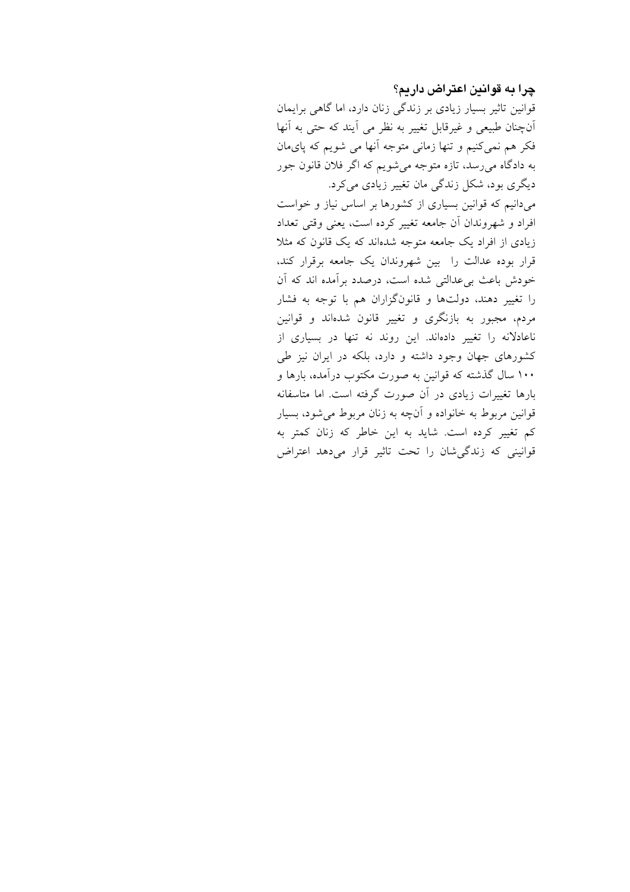**چرا به قوانین اعتراض داریم؟**

قوانین تاثیر بسیار زیادی بر زندگی زنان دارد، اما گاهی برایمان آن‌چنان طبیعی و غیرقابل تغییر به نظر می آیند که حتی به آنها فکر هم نمی‌کنیم و تنها زمانی متوجه آنها می شویم که پای‌مان به دادگاه می‌رسد، تازه متوجه می‌شویم که اگر فلان قانون جور دیگری بود، شکل زندگی مان تغییر زیادی می‌کرد.

می‌دانیم که قوانین بسیاری از کشورها بر اساس نیاز و خواست افراد و شهروندان آن جامعه تغییر کرده است، یعنی وقتی تعداد زیادی از افراد یک جامعه متوجه شده‌اند که یک قانون که مثلا قرار بوده عدالت را بین شهروندان یک جامعه برقرار کند، خودش باعث بی‌عدالتی شده است، درصدد برآمده اند که آن را تغییر دهند، دولت‌ها و قانونگزاران هم با توجه به فشار مردم، مجبور به بازنگری و تغییر قانون شده‌اند و قوانین ناعادلانه را تغییر داده‌اند. این روند نه تنها در بسیاری از کشورهای جهان وجود داشته و دارد، بلکه در ایران نیز طی ۱۰۰ سال گذشته که قوانین به صورت مکتوب درآمده، بارها و بارها تغییرات زیادی در آن صورت گرفته است. اما متاسفانه قوانین مربوط به خانواده و آن‌چه به زنان مربوط می‌شود، بسیار کم تغییر کرده است. شاید به این خاطر که زنان کمتر به قوانینی که زندگی‌شان را تحت تاثیر قرار می‌دهد اعتراض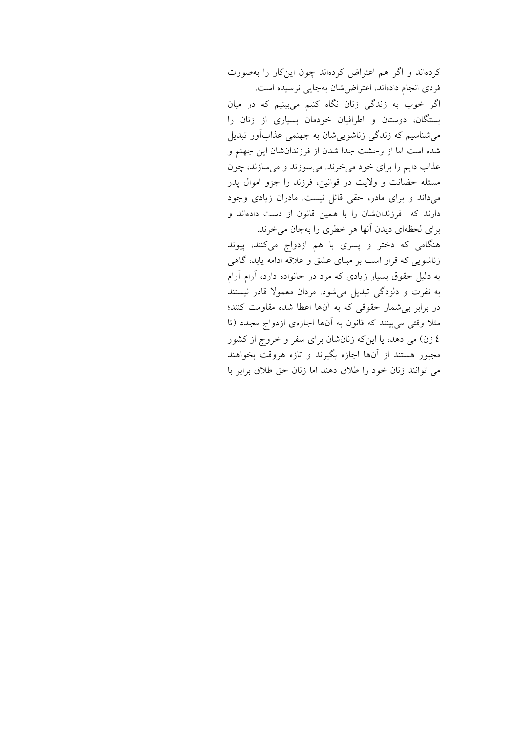کرده‌اند و اگر هم اعتراض کرده‌اند چون این‌کار را به‌صورت فردی انجام داده‌اند، اعتراض‌شان به‌جایی نرسیده است.

اگر خوب به زندگی زنان نگاه کنیم می‌بینیم که در میان بستگان، دوستان و اطرافیان خودمان بسیاری از زنان را می‌شناسیم که زندگی زناشویی‌شان به جهنمی عذاب‌آور تبدیل شده است اما از وحشت جدا شدن از فرزندان‌شان این جهنم و عذاب دایم را برای خود می‌خرند. می‌سوزند و می‌سازند، چون مسئله حضانت و ولایت در قوانین، فرزند را جزو اموال پدر می‌داند و برای مادر، حقی قائل نیست. مادران زیادی وجود دارند که فرزندان‌شان را با همین قانون از دست داده‌اند و برای لحظه‌ای دیدن آنها هر خطری را به‌جان می‌خرند.

هنگامی که دختر و پسری با هم ازدواج می‌کنند، پیوند زناشویی که قرار است بر مبنای عشق و علاقه ادامه یابد، گاهی به دلیل حقوق بسیار زیادی که مرد در خانواده دارد، آرام آرام به نفرت و دلزدگی تبدیل می‌شود. مردان معمولا قادر نیستند در برابر بی‌شمار حقوقی که به آنها اعطا شده مقاومت کنند؛ مثلا وقتی می‌بینند که قانون به آنها اجازه‌ی ازدواج مجدد (تا ٤ زن) می دهد، یا این‌که زنان‌شان برای سفر و خروج از کشور مجبور هستند از آنها اجازه بگیرند و تازه هروقت بخواهند می توانند زنان خود را طلاق دهند اما زنان حق طلاق برابر با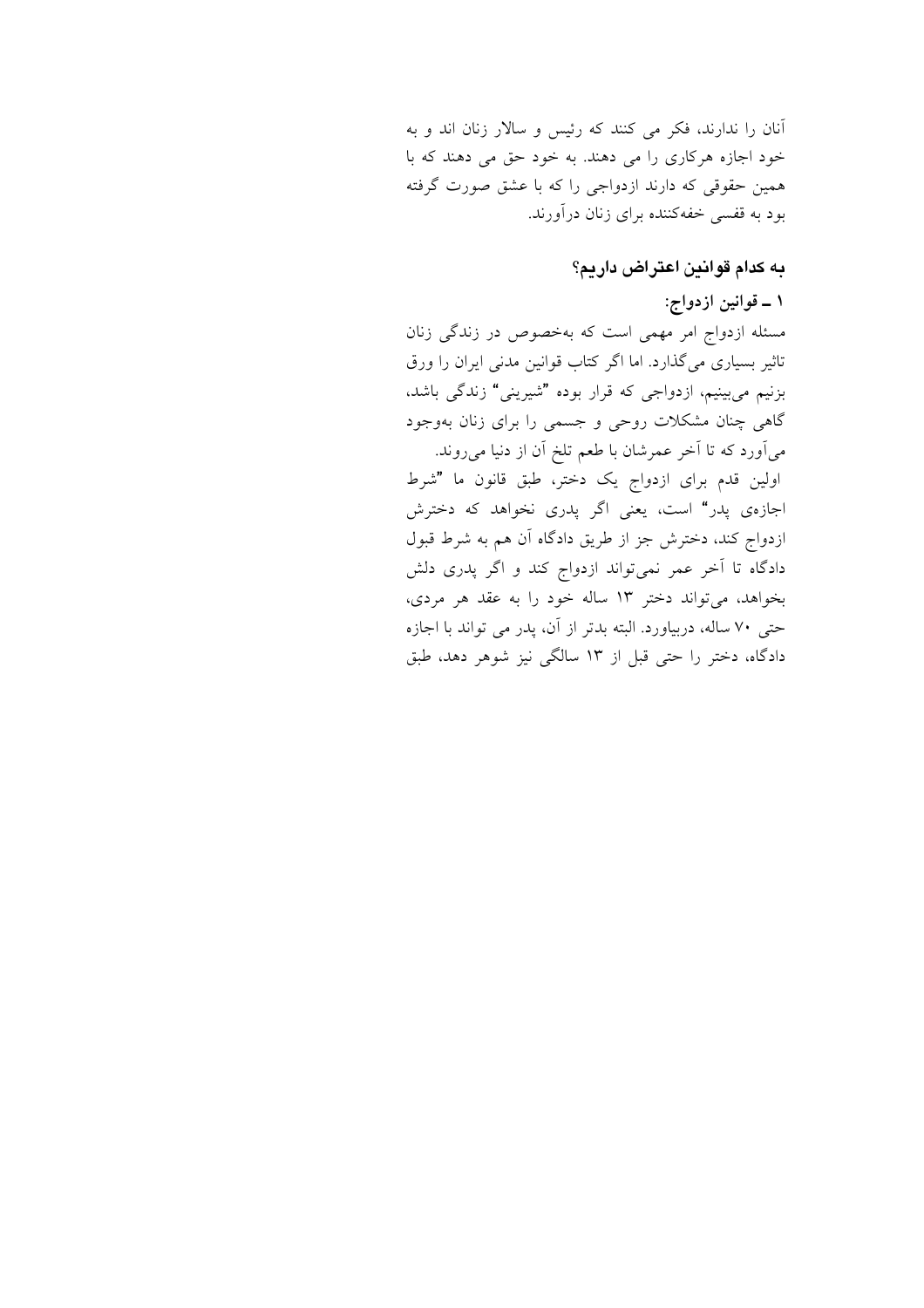آنان را ندارند، فکر می کنند که رئیس و سالار زنان اند و به خود اجازه هرکاری را می دهند. به خود حق می دهند که با همین حقوقی که دارند ازدواجی را که با عشق صورت گرفته بود به قفسی خفه‌کننده برای زنان درآورند.

### به کدام قوانین اعتراض داریم؟

#### ۱ ـ قوانین ازدواج:

مسئله ازدواج امر مهمی است که به‌خصوص در زندگی زنان تاثیر بسیاری می‌گذارد. اما اگر کتاب قوانین مدنی ایران را ورق بزنیم می‌بینیم، ازدواجی که قرار بوده "شیرینی" زندگی باشد، گاهی چنان مشکلات روحی و جسمی را برای زنان به‌وجود می‌آورد که تا آخر عمرشان با طعم تلخ آن از دنیا می‌روند.

اولین قدم برای ازدواج یک دختر، طبق قانون ما "شرط اجازه‌ی پدر" است، یعنی اگر پدری نخواهد که دخترش ازدواج کند، دخترش جز از طریق دادگاه آن هم به شرط قبول دادگاه تا آخر عمر نمی‌تواند ازدواج کند و اگر پدری دلش بخواهد، می‌تواند دختر ۱۳ ساله خود را به عقد هر مردی، حتی ۷۰ ساله، دربیاورد. البته بدتر از آن، پدر می تواند با اجازه دادگاه، دختر را حتی قبل از ۱۳ سالگی نیز شوهر دهد، طبق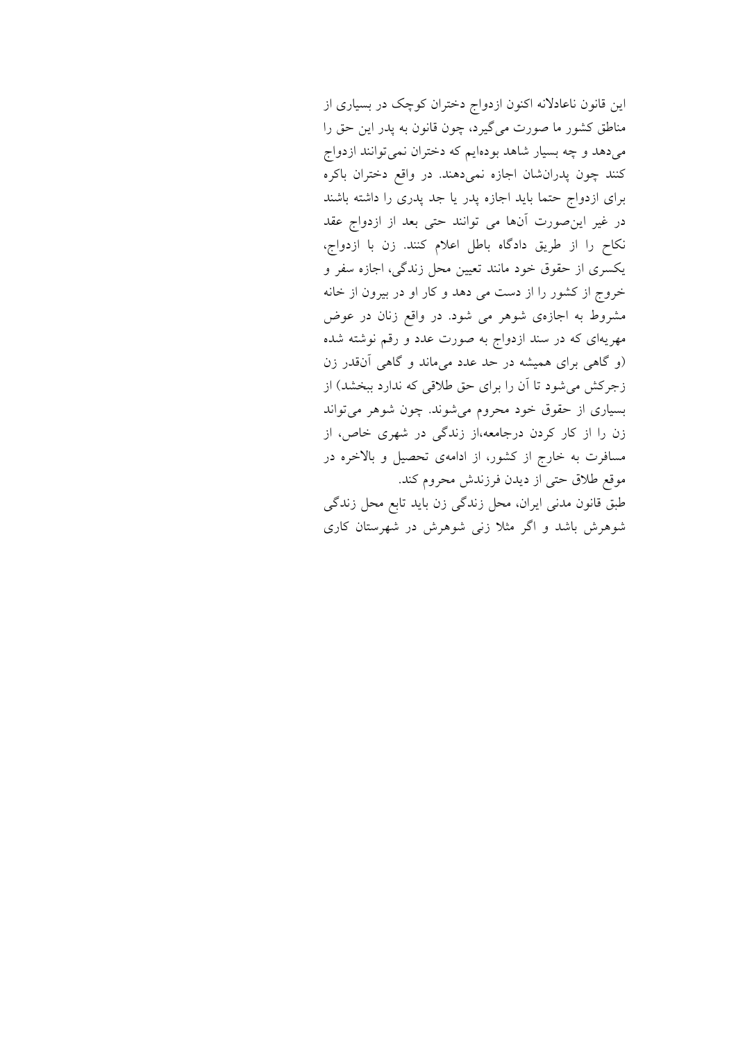این قانون ناعادلانه اکنون ازدواج دختران کوچک در بسیاری از مناطق کشور ما صورت می‌گیرد، چون قانون به پدر این حق را می‌دهد و چه بسیار شاهد بوده‌ایم که دختران نمی‌توانند ازدواج کنند چون پدران‌شان اجازه نمی‌دهند. در واقع دختران باکره برای ازدواج حتما باید اجازه پدر یا جد پدری را داشته باشند در غیر این‌صورت آن‌ها می توانند حتی بعد از ازدواج عقد نکاح را از طریق دادگاه باطل اعلام کنند. زن با ازدواج، یکسری از حقوق خود مانند تعیین محل زندگی، اجازه سفر و خروج از کشور را از دست می دهد و کار او در بیرون از خانه مشروط به اجازه‌ی شوهر می شود. در واقع زنان در عوض مهریه‌ای که در سند ازدواج به صورت عدد و رقم نوشته شده (و گاهی برای همیشه در حد عدد می‌ماند و گاهی آنقدر زن زجرکش می‌شود تا آن را برای حق طلاقی که ندارد ببخشد) از بسیاری از حقوق خود محروم می‌شوند. چون شوهر می‌تواند زن را از کار کردن درجامعه،از زندگی در شهری خاص، از مسافرت به خارج از کشور، از ادامه‌ی تحصیل و بالاخره در موقع طلاق حتی از دیدن فرزندش محروم کند.

طبق قانون مدنی ایران، محل زندگی زن باید تابع محل زندگی شوهرش باشد و اگر مثلا زنی شوهرش در شهرستان کاری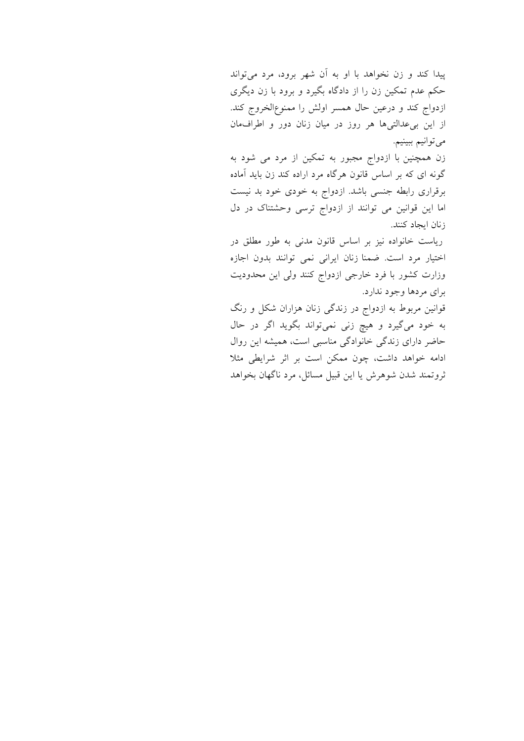پیدا کند و زن نخواهد با او به آن شهر برود، مرد می‌تواند حکم عدم تمکین زن را از دادگاه بگیرد و برود با زن دیگری ازدواج کند و درعین حال همسر اولش را ممنوع‌الخروج کند. از این بی‌عدالتی‌ها هر روز در میان زنان دور و اطراف‌مان می‌توانیم ببینیم.

زن همچنین با ازدواج مجبور به تمکین از مرد می شود به گونه ای که بر اساس قانون هرگاه مرد اراده کند زن باید آماده برقراری رابطه جنسی باشد. ازدواج به خودی خود بد نیست اما این قوانین می توانند از ازدواج ترسی وحشتناک در دل زنان ایجاد کنند.

ریاست خانواده نیز بر اساس قانون مدنی به طور مطلق در اختیار مرد است. ضمنا زنان ایرانی نمی توانند بدون اجازه وزارت کشور با فرد خارجی ازدواج کنند ولی این محدودیت برای مردها وجود ندارد.

قوانین مربوط به ازدواج در زندگی زنان هزاران شکل و رنگ به خود می‌گیرد و هیچ زنی نمی‌تواند بگوید اگر در حال حاضر دارای زندگی خانوادگی مناسبی است، همیشه این روال ادامه خواهد داشت، چون ممکن است بر اثر شرایطی مثلا ثروتمند شدن شوهرش یا این قبیل مسائل، مرد ناگهان بخواهد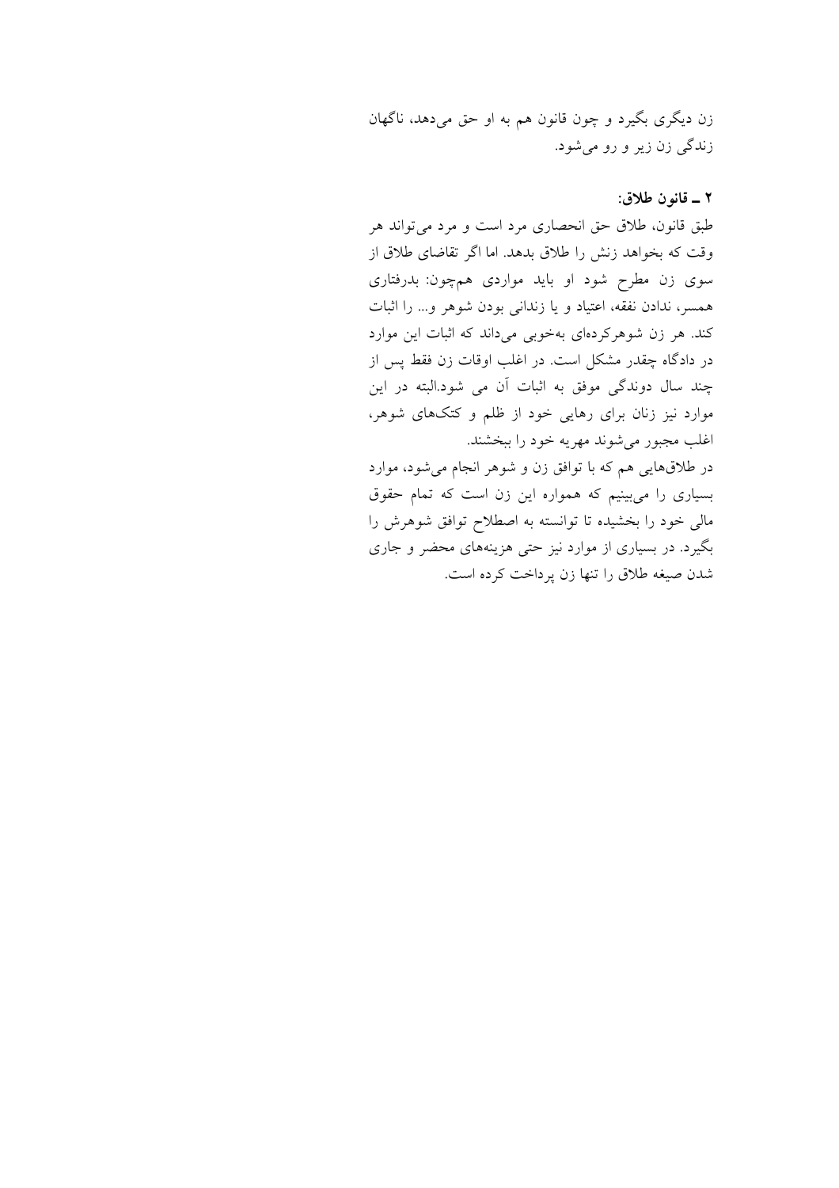زن دیگری بگیرد و چون قانون هم به او حق می‌دهد، ناگهان زندگی زن زیر و رو می‌شود.

**۲ ـ قانون طلاق:**

طبق قانون، طلاق حق انحصاری مرد است و مرد می‌تواند هر وقت که بخواهد زنش را طلاق بدهد. اما اگر تقاضای طلاق از سوی زن مطرح شود او باید مواردی هم‌چون: بدرفتاری همسر، ندادن نفقه، اعتیاد و یا زندانی بودن شوهر و... را اثبات کند. هر زن شوهرکرده‌ای به‌خوبی می‌داند که اثبات این موارد در دادگاه چقدر مشکل است. در اغلب اوقات زن فقط پس از چند سال دوندگی موفق به اثبات آن می شود.البته در این موارد نیز زنان برای رهایی خود از ظلم و کتک‌های شوهر، اغلب مجبور می‌شوند مهریه خود را ببخشند.

در طلاق‌هایی هم که با توافق زن و شوهر انجام می‌شود، موارد بسیاری را می‌بینیم که همواره این زن است که تمام حقوق مالی خود را بخشیده تا توانسته به اصطلاح توافق شوهرش را بگیرد. در بسیاری از موارد نیز حتی هزینه‌های محضر و جاری شدن صیغه طلاق را تنها زن پرداخت کرده است.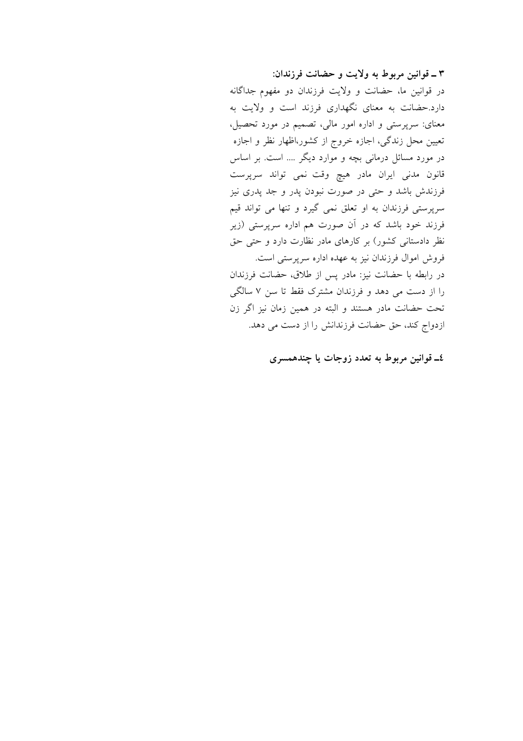**۳ ـ قوانین مربوط به ولایت و حضانت فرزندان:**

در قوانین ما، حضانت و ولایت فرزندان دو مفهوم جداگانه دارد.حضانت به معنای نگهداری فرزند است و ولایت به معنای: سرپرستی و اداره امور مالی، تصمیم در مورد تحصیل، تعیین محل زندگی، اجازه خروج از کشور،اظهار نظر و اجازه در مورد مسائل درمانی بچه و موارد دیگر .... است. بر اساس قانون مدنی ایران مادر هیچ وقت نمی تواند سرپرست فرزندش باشد و حتی در صورت نبودن پدر و جد پدری نیز سرپرستی فرزندان به او تعلق نمی گیرد و تنها می تواند قیم فرزند خود باشد که در آن صورت هم اداره سرپرستی (زیر نظر دادستانی کشور) بر کارهای مادر نظارت دارد و حتی حق فروش اموال فرزندان نیز به عهده اداره سرپرستی است.

در رابطه با حضانت نیز: مادر پس از طلاق، حضانت فرزندان را از دست می دهد و فرزندان مشترک فقط تا سن ۷ سالگی تحت حضانت مادر هستند و البته در همین زمان نیز اگر زن ازدواج کند، حق حضانت فرزندانش را از دست می دهد.

**٤ـ قوانین مربوط به تعدد زوجات یا چندهمسری**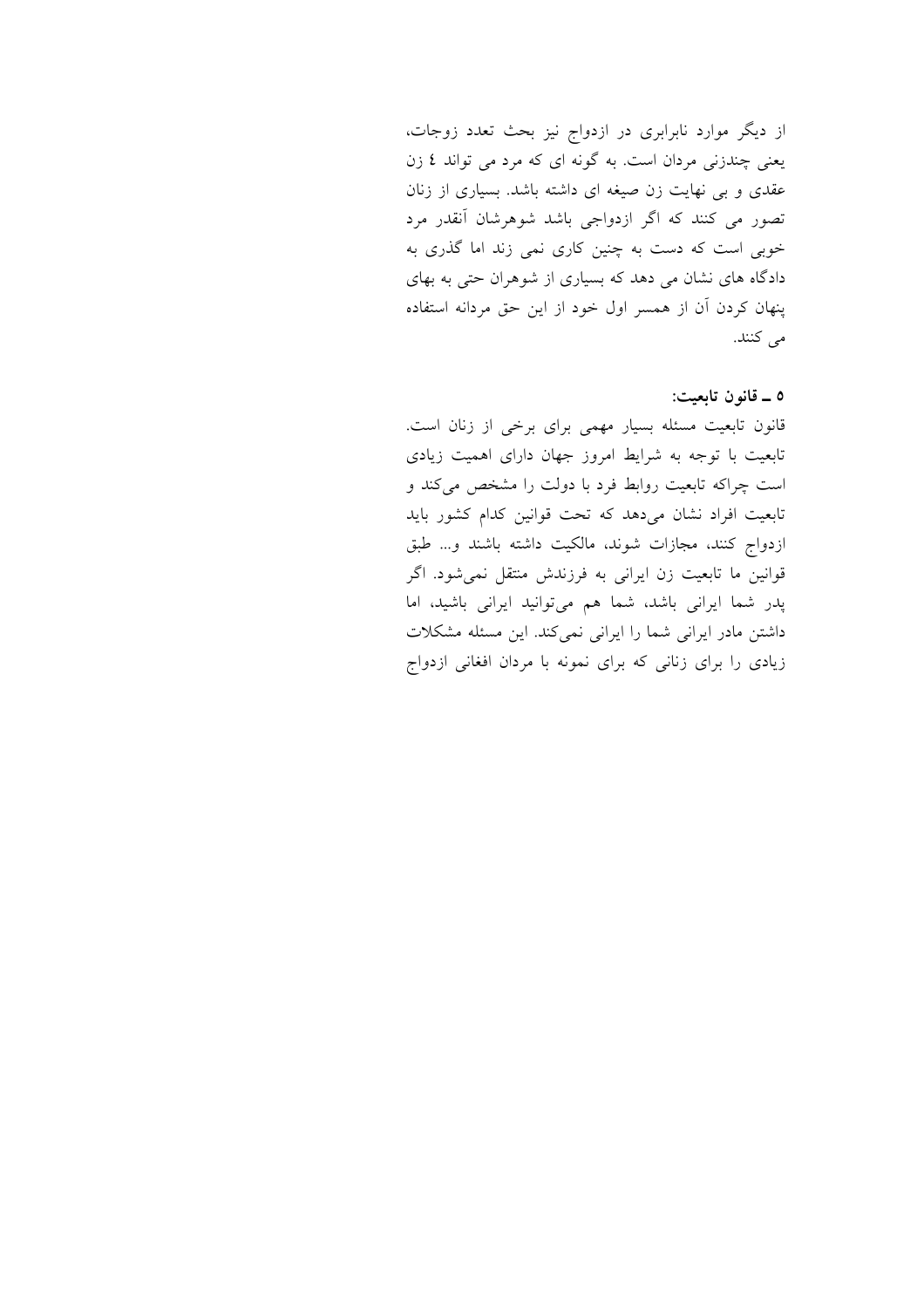از دیگر موارد نابرابری در ازدواج نیز بحث تعدد زوجات، یعنی چندزنی مردان است. به گونه ای که مرد می تواند ٤ زن عقدی و بی نهایت زن صیغه ای داشته باشد. بسیاری از زنان تصور می کنند که اگر ازدواجی باشد شوهرشان آنقدر مرد خوبی است که دست به چنین کاری نمی زند اما گذری به دادگاه های نشان می دهد که بسیاری از شوهران حتی به بهای پنهان کردن آن از همسر اول خود از این حق مردانه استفاده می کنند.

**٥ ـ قانون تابعیت:**

قانون تابعیت مسئله بسیار مهمی برای برخی از زنان است. تابعیت با توجه به شرایط امروز جهان دارای اهمیت زیادی است چراکه تابعیت روابط فرد با دولت را مشخص می‌کند و تابعیت افراد نشان می‌دهد که تحت قوانین کدام کشور باید ازدواج کنند، مجازات شوند، مالکیت داشته باشند و... طبق قوانین ما تابعیت زن ایرانی به فرزندش منتقل نمی‌شود. اگر پدر شما ایرانی باشد، شما هم می‌توانید ایرانی باشید، اما داشتن مادر ایرانی شما را ایرانی نمی‌کند. این مسئله مشکلات زیادی را برای زنانی که برای نمونه با مردان افغانی ازدواج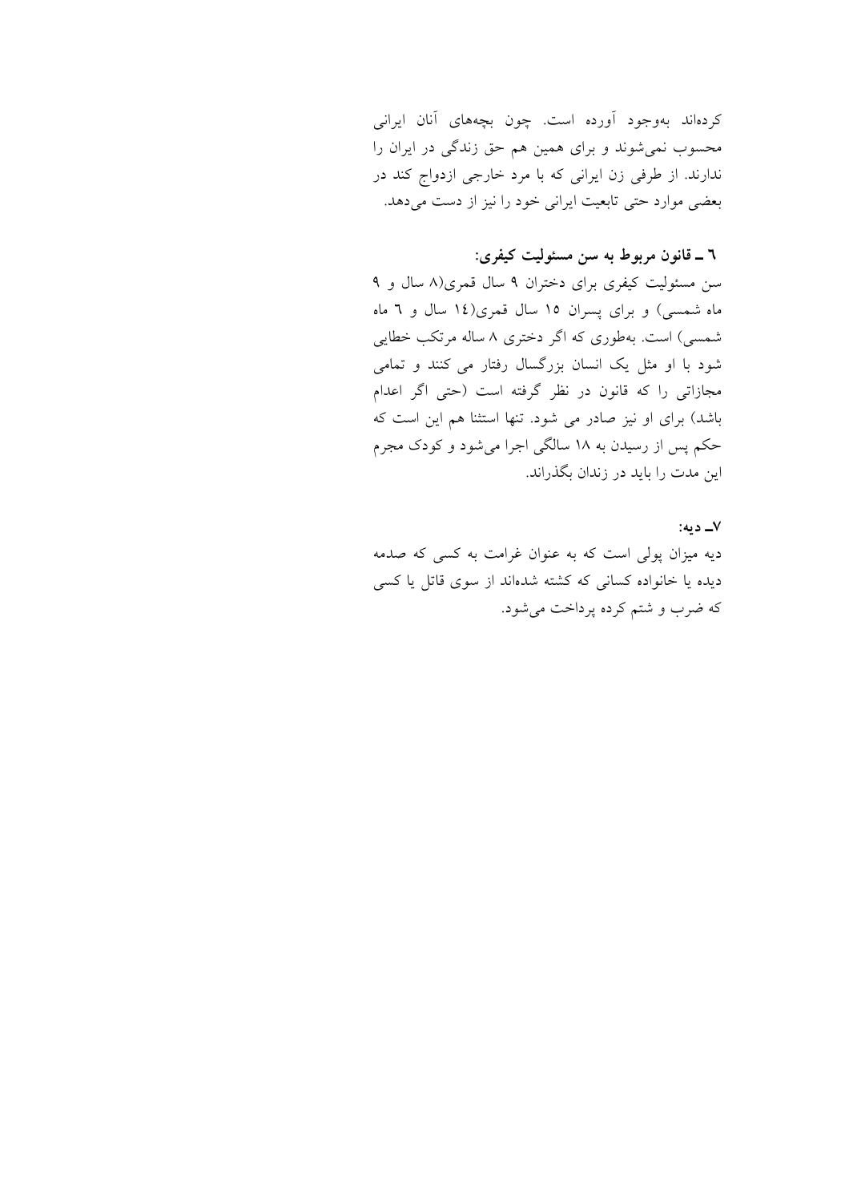کرده‌اند به‌وجود آورده است. چون بچه‌های آنان ایرانی محسوب نمی‌شوند و برای همین هم حق زندگی در ایران را ندارند. از طرفی زن ایرانی که با مرد خارجی ازدواج کند در بعضی موارد حتی تابعیت ایرانی خود را نیز از دست می‌دهد.

**٦ ـ قانون مربوط به سن مسئولیت کیفری:**

سن مسئولیت کیفری برای دختران ۹ سال قمری(۸ سال و ۹ ماه شمسی) و برای پسران ۱۵ سال قمری(١٤ سال و ٦ ماه شمسی) است. به‌طوری که اگر دختری ۸ ساله مرتکب خطایی شود با او مثل یک انسان بزرگسال رفتار می کنند و تمامی مجازاتی را که قانون در نظر گرفته است (حتی اگر اعدام باشد) برای او نیز صادر می شود. تنها استثنا هم این است که حکم پس از رسیدن به ۱۸ سالگی اجرا می‌شود و کودک مجرم این مدت را باید در زندان بگذراند.

**۷ـ دیه:**

دیه میزان پولی است که به عنوان غرامت به کسی که صدمه دیده یا خانواده کسانی که کشته شده‌اند از سوی قاتل یا کسی که ضرب و شتم کرده پرداخت می‌شود.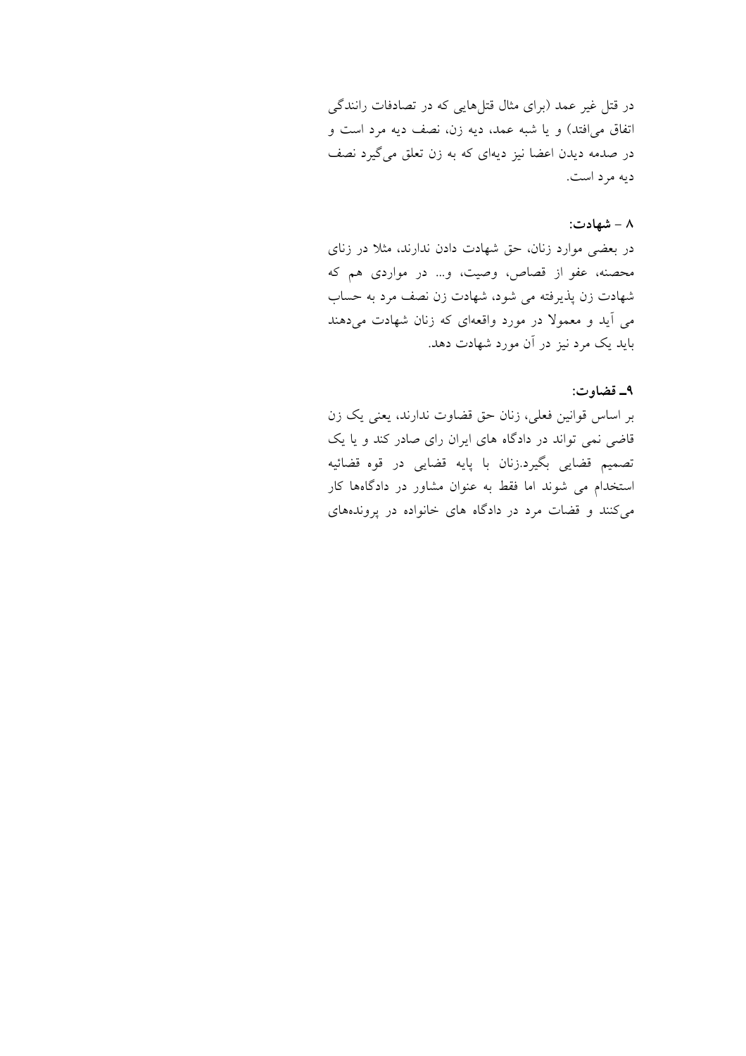در قتل غیر عمد (برای مثال قتل‌هایی که در تصادفات رانندگی اتفاق می‌افتد) و یا شبه عمد، دیه زن، نصف دیه مرد است و در صدمه دیدن اعضا نیز دیه‌ای که به زن تعلق می‌گیرد نصف دیه مرد است.

**۸ – شهادت:**

در بعضی موارد زنان، حق شهادت دادن ندارند، مثلا در زنای محصنه، عفو از قصاص، وصیت، و... در مواردی هم که شهادت زن پذیرفته می شود، شهادت زن نصف مرد به حساب می آید و معمولا در مورد واقعه‌ای که زنان شهادت می‌دهند باید یک مرد نیز در آن مورد شهادت دهد.

**۹ـ قضاوت:**

بر اساس قوانین فعلی، زنان حق قضاوت ندارند، یعنی یک زن قاضی نمی تواند در دادگاه های ایران رای صادر کند و یا یک تصمیم قضایی بگیرد.زنان با پایه قضایی در قوه قضائیه استخدام می شوند اما فقط به عنوان مشاور در دادگاه‌ها کار می‌کنند و قضات مرد در دادگاه های خانواده در پرونده‌های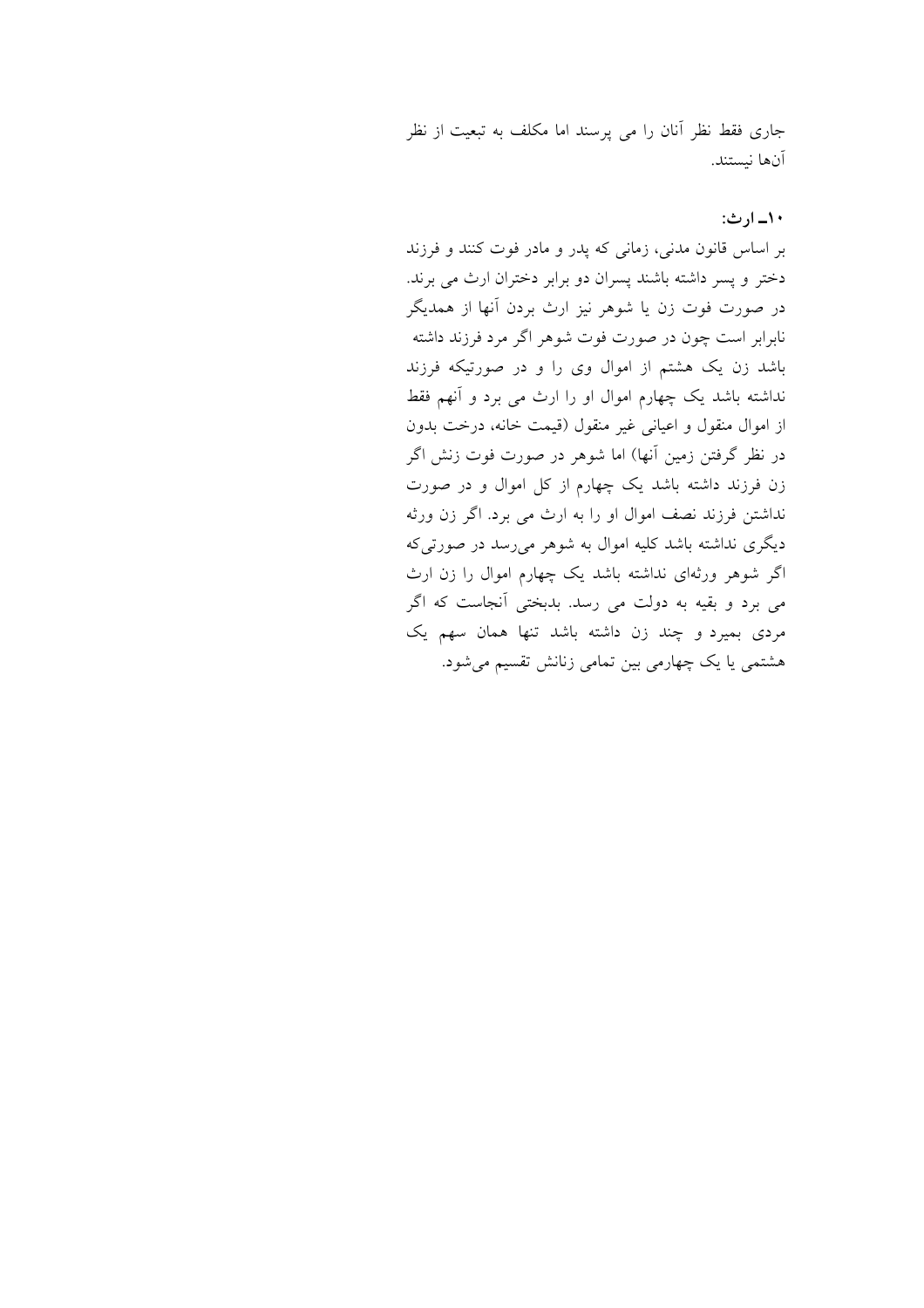جاری فقط نظر آنان را می پرسند اما مکلف به تبعیت از نظر آن‌ها نیستند.

**۱۰ـ ارث:**

بر اساس قانون مدنی، زمانی که پدر و مادر فوت کنند و فرزند دختر و پسر داشته باشند پسران دو برابر دختران ارث می برند. در صورت فوت زن یا شوهر نیز ارث بردن آنها از همدیگر نابرابر است چون در صورت فوت شوهر اگر مرد فرزند داشته باشد زن یک هشتم از اموال وی را و در صورتیکه فرزند نداشته باشد یک چهارم اموال او را ارث می برد و آنهم فقط از اموال منقول و اعیانی غیر منقول (قیمت خانه، درخت بدون در نظر گرفتن زمین آنها) اما شوهر در صورت فوت زنش اگر زن فرزند داشته باشد یک چهارم از کل اموال و در صورت نداشتن فرزند نصف اموال او را به ارث می برد. اگر زن ورثه دیگری نداشته باشد کلیه اموال به شوهر می‌رسد در صورتی‌که اگر شوهر ورثه‌ای نداشته باشد یک چهارم اموال را زن ارث می برد و بقیه به دولت می رسد. بدبختی آنجاست که اگر مردی بمیرد و چند زن داشته باشد تنها همان سهم یک هشتمی یا یک چهارمی بین تمامی زنانش تقسیم می‌شود.